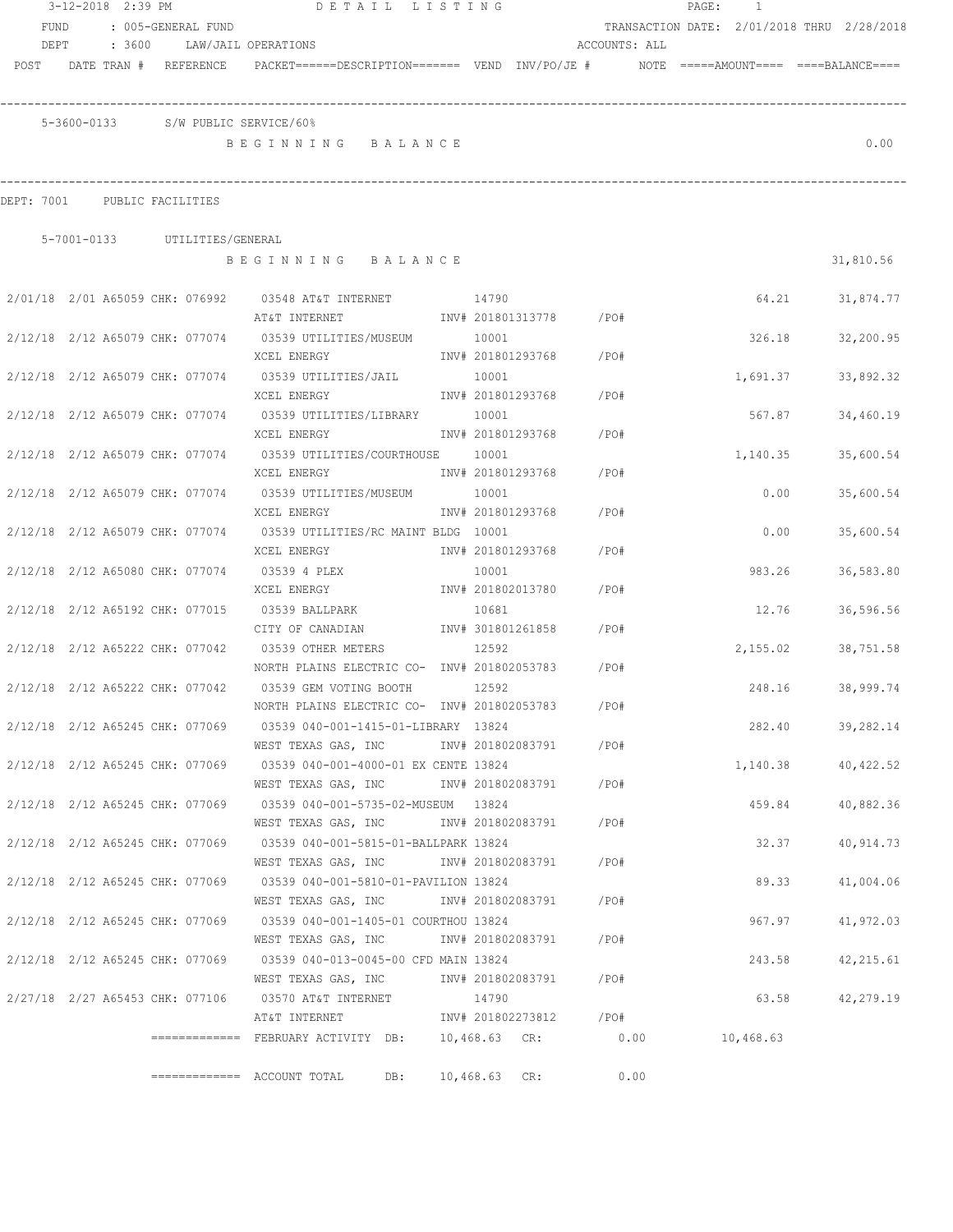3-12-2018 2:39 PM DETAIL LISTING

FUND : 005-GENERAL FUND — TRANSACTION DATE: 2/01/2018 THRU 2/28/2018

DEPT : 3600 LAW/JAIL OPERATIONS — ACCOUNTS: ALL

POST DATE TRAN # REFERENCE PACKET======DESCRIPTION======= VEND INV/PO/JE # NOTE =====AMOUNT==== ====BALANCE====

5-3600-0133 S/W PUBLIC SERVICE/60%

B E G I N N I N G B A L A N C E — 0.00

DEPT: 7001 PUBLIC FACILITIES

5-7001-0133 UTILITIES/GENERAL

B E G I N N I N G B A L A N C E — 31,810.56

| POST | DATE TRAN # | REFERENCE | PACKET | DESCRIPTION | VEND | INV/PO/JE # | NOTE | AMOUNT | BALANCE |
|---|---|---|---|---|---|---|---|---|---|
| 2/01/18 | 2/01 A65059 | CHK: 076992 | 03548 | AT&T INTERNET / AT&T INTERNET | 14790 | INV# 201801313778 /PO# | | 64.21 | 31,874.77 |
| 2/12/18 | 2/12 A65079 | CHK: 077074 | 03539 | UTILITIES/MUSEUM / XCEL ENERGY | 10001 | INV# 201801293768 /PO# | | 326.18 | 32,200.95 |
| 2/12/18 | 2/12 A65079 | CHK: 077074 | 03539 | UTILITIES/JAIL / XCEL ENERGY | 10001 | INV# 201801293768 /PO# | | 1,691.37 | 33,892.32 |
| 2/12/18 | 2/12 A65079 | CHK: 077074 | 03539 | UTILITIES/LIBRARY / XCEL ENERGY | 10001 | INV# 201801293768 /PO# | | 567.87 | 34,460.19 |
| 2/12/18 | 2/12 A65079 | CHK: 077074 | 03539 | UTILITIES/COURTHOUSE / XCEL ENERGY | 10001 | INV# 201801293768 /PO# | | 1,140.35 | 35,600.54 |
| 2/12/18 | 2/12 A65079 | CHK: 077074 | 03539 | UTILITIES/MUSEUM / XCEL ENERGY | 10001 | INV# 201801293768 /PO# | | 0.00 | 35,600.54 |
| 2/12/18 | 2/12 A65079 | CHK: 077074 | 03539 | UTILITIES/RC MAINT BLDG / XCEL ENERGY | 10001 | INV# 201801293768 /PO# | | 0.00 | 35,600.54 |
| 2/12/18 | 2/12 A65080 | CHK: 077074 | 03539 | 4 PLEX / XCEL ENERGY | 10001 | INV# 201802013780 /PO# | | 983.26 | 36,583.80 |
| 2/12/18 | 2/12 A65192 | CHK: 077015 | 03539 | BALLPARK / CITY OF CANADIAN | 10681 | INV# 301801261858 /PO# | | 12.76 | 36,596.56 |
| 2/12/18 | 2/12 A65222 | CHK: 077042 | 03539 | OTHER METERS / NORTH PLAINS ELECTRIC CO- | 12592 | INV# 201802053783 /PO# | | 2,155.02 | 38,751.58 |
| 2/12/18 | 2/12 A65222 | CHK: 077042 | 03539 | GEM VOTING BOOTH / NORTH PLAINS ELECTRIC CO- | 12592 | INV# 201802053783 /PO# | | 248.16 | 38,999.74 |
| 2/12/18 | 2/12 A65245 | CHK: 077069 | 03539 | 040-001-1415-01-LIBRARY / WEST TEXAS GAS, INC | 13824 | INV# 201802083791 /PO# | | 282.40 | 39,282.14 |
| 2/12/18 | 2/12 A65245 | CHK: 077069 | 03539 | 040-001-4000-01 EX CENTE / WEST TEXAS GAS, INC | 13824 | INV# 201802083791 /PO# | | 1,140.38 | 40,422.52 |
| 2/12/18 | 2/12 A65245 | CHK: 077069 | 03539 | 040-001-5735-02-MUSEUM / WEST TEXAS GAS, INC | 13824 | INV# 201802083791 /PO# | | 459.84 | 40,882.36 |
| 2/12/18 | 2/12 A65245 | CHK: 077069 | 03539 | 040-001-5815-01-BALLPARK / WEST TEXAS GAS, INC | 13824 | INV# 201802083791 /PO# | | 32.37 | 40,914.73 |
| 2/12/18 | 2/12 A65245 | CHK: 077069 | 03539 | 040-001-5810-01-PAVILION / WEST TEXAS GAS, INC | 13824 | INV# 201802083791 /PO# | | 89.33 | 41,004.06 |
| 2/12/18 | 2/12 A65245 | CHK: 077069 | 03539 | 040-001-1405-01 COURTHOU / WEST TEXAS GAS, INC | 13824 | INV# 201802083791 /PO# | | 967.97 | 41,972.03 |
| 2/12/18 | 2/12 A65245 | CHK: 077069 | 03539 | 040-013-0045-00 CFD MAIN / WEST TEXAS GAS, INC | 13824 | INV# 201802083791 /PO# | | 243.58 | 42,215.61 |
| 2/27/18 | 2/27 A65453 | CHK: 077106 | 03570 | AT&T INTERNET / AT&T INTERNET | 14790 | INV# 201802273812 /PO# | | 63.58 | 42,279.19 |

============= FEBRUARY ACTIVITY DB: 10,468.63 CR: 0.00 10,468.63

============= ACCOUNT TOTAL DB: 10,468.63 CR: 0.00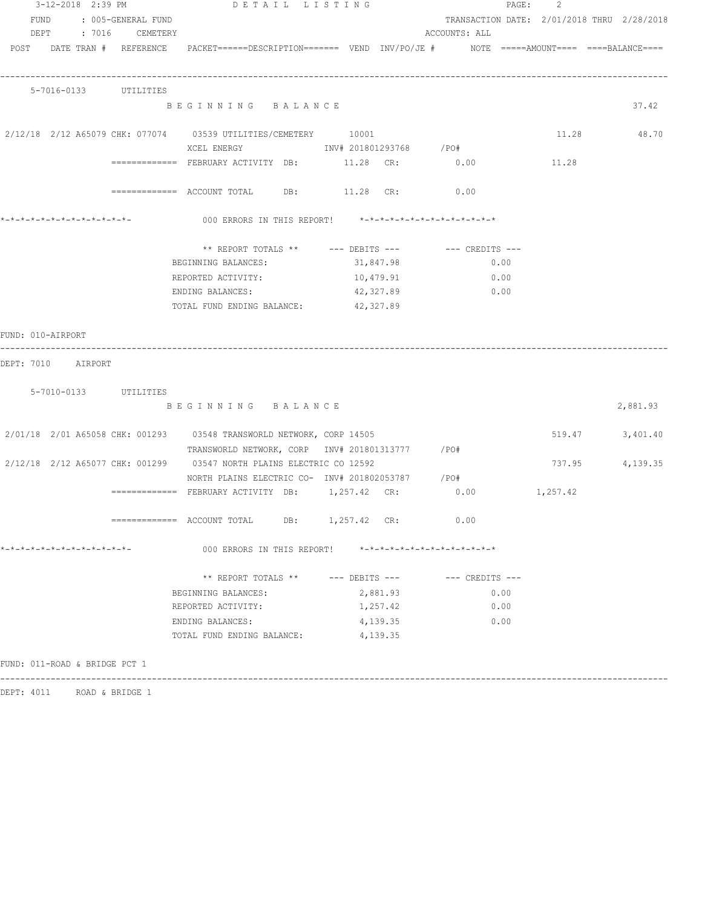3-12-2018 2:39 PM DETAIL LISTING

FUND : 005-GENERAL FUND TRANSACTION DATE: 2/01/2018 THRU 2/28/2018
DEPT : 7016 CEMETERY ACCOUNTS: ALL

```
POST   DATE TRAN #  REFERENCE   PACKET======DESCRIPTION=======  VEND  INV/PO/JE #       NOTE  =====AMOUNT====  ====BALANCE====
----------------------------------------------------------------------------------------------------------------------------------

    5-7016-0133       UTILITIES
                         B E G I N N I N G   B A L A N C E                                                               37.42

 2/12/18  2/12 A65079 CHK: 077074    03539 UTILITIES/CEMETERY       10001                                       11.28        48.70
                         XCEL ENERGY                INV# 201801293768      /PO#
                ============= FEBRUARY ACTIVITY  DB:        11.28  CR:          0.00               11.28

                ============= ACCOUNT TOTAL      DB:        11.28  CR:          0.00

*-*-*-*-*-*-*-*-*-*-*-*-*-             000 ERRORS IN THIS REPORT!    *-*-*-*-*-*-*-*-*-*-*-*-*-*

                         ** REPORT TOTALS **      --- DEBITS ---         --- CREDITS ---
                         BEGINNING BALANCES:             31,847.98                  0.00
                         REPORTED ACTIVITY:              10,479.91                  0.00
                         ENDING BALANCES:                42,327.89                  0.00
                         TOTAL FUND ENDING BALANCE:      42,327.89

FUND: 010-AIRPORT
----------------------------------------------------------------------------------------------------------------------------------
DEPT: 7010    AIRPORT

    5-7010-0133       UTILITIES
                         B E G I N N I N G   B A L A N C E                                                            2,881.93

 2/01/18  2/01 A65058 CHK: 001293    03548 TRANSWORLD NETWORK, CORP 14505                                      519.47     3,401.40
                         TRANSWORLD NETWORK, CORP   INV# 201801313777      /PO#
 2/12/18  2/12 A65077 CHK: 001299    03547 NORTH PLAINS ELECTRIC CO 12592                                      737.95     4,139.35
                         NORTH PLAINS ELECTRIC CO-  INV# 201802053787      /PO#
                ============= FEBRUARY ACTIVITY  DB:     1,257.42  CR:          0.00            1,257.42

                ============= ACCOUNT TOTAL      DB:     1,257.42  CR:          0.00

*-*-*-*-*-*-*-*-*-*-*-*-*-             000 ERRORS IN THIS REPORT!    *-*-*-*-*-*-*-*-*-*-*-*-*-*

                         ** REPORT TOTALS **      --- DEBITS ---         --- CREDITS ---
                         BEGINNING BALANCES:              2,881.93                  0.00
                         REPORTED ACTIVITY:               1,257.42                  0.00
                         ENDING BALANCES:                 4,139.35                  0.00
                         TOTAL FUND ENDING BALANCE:       4,139.35

FUND: 011-ROAD & BRIDGE PCT 1
----------------------------------------------------------------------------------------------------------------------------------
DEPT: 4011     ROAD & BRIDGE 1
```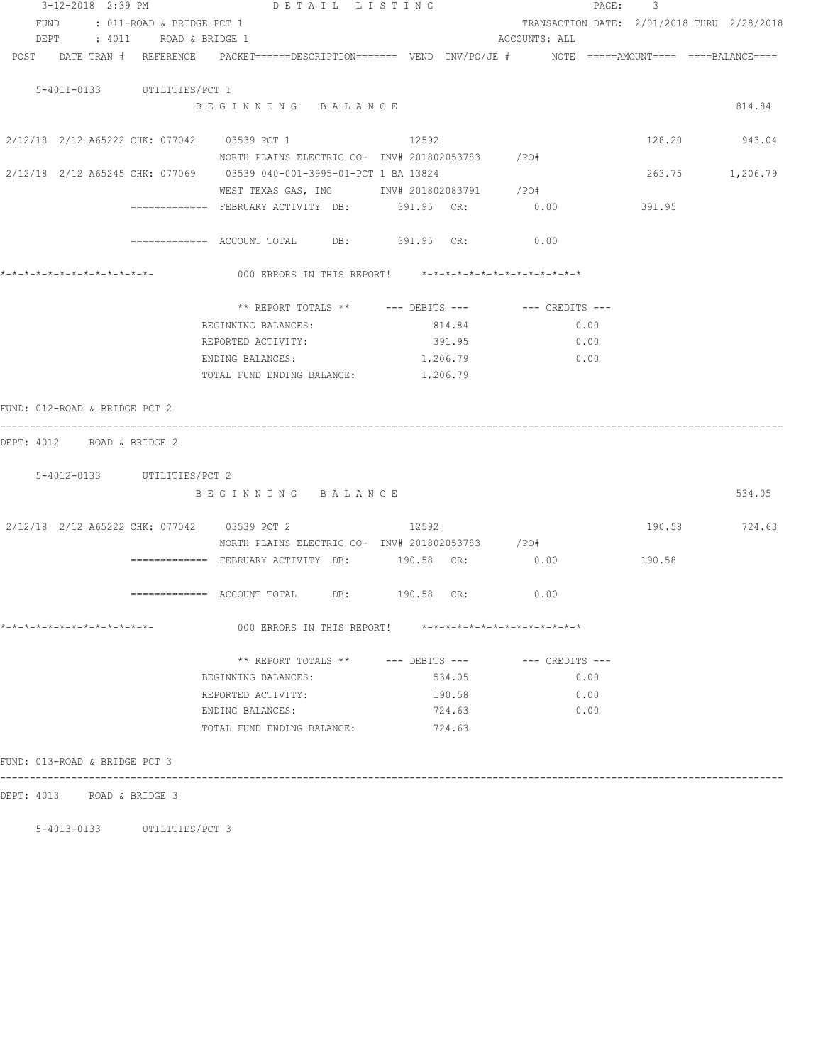3-12-2018 2:39 PM DETAIL LISTING

FUND : 011-ROAD & BRIDGE PCT 1 TRANSACTION DATE: 2/01/2018 THRU 2/28/2018

DEPT : 4011 ROAD & BRIDGE 1 ACCOUNTS: ALL

POST DATE TRAN # REFERENCE PACKET======DESCRIPTION======= VEND INV/PO/JE # NOTE =====AMOUNT==== ====BALANCE====

5-4011-0133 UTILITIES/PCT 1

BEGINNING BALANCE 814.84

| POST | DATE | TRAN # | REFERENCE | DESCRIPTION | VEND | INV/PO/JE # | AMOUNT | BALANCE |
|---|---|---|---|---|---|---|---|---|
| 2/12/18 | 2/12 | A65222 | CHK: 077042 | 03539 PCT 1 NORTH PLAINS ELECTRIC CO- | 12592 | INV# 201802053783 /PO# | 128.20 | 943.04 |
| 2/12/18 | 2/12 | A65245 | CHK: 077069 | 03539 040-001-3995-01-PCT 1 BA WEST TEXAS GAS, INC | 13824 | INV# 201802083791 /PO# | 263.75 | 1,206.79 |

============= FEBRUARY ACTIVITY DB: 391.95 CR: 0.00 391.95

============= ACCOUNT TOTAL DB: 391.95 CR: 0.00

*-*-*-*-*-*-*-*-*-*-*-*-*- 000 ERRORS IN THIS REPORT! *-*-*-*-*-*-*-*-*-*-*-*-*-*

| ** REPORT TOTALS ** | --- DEBITS --- | --- CREDITS --- |
|---|---|---|
| BEGINNING BALANCES: | 814.84 | 0.00 |
| REPORTED ACTIVITY: | 391.95 | 0.00 |
| ENDING BALANCES: | 1,206.79 | 0.00 |
| TOTAL FUND ENDING BALANCE: | 1,206.79 | |

FUND: 012-ROAD & BRIDGE PCT 2

---

DEPT: 4012 ROAD & BRIDGE 2

5-4012-0133 UTILITIES/PCT 2

BEGINNING BALANCE 534.05

| POST | DATE | TRAN # | REFERENCE | DESCRIPTION | VEND | INV/PO/JE # | AMOUNT | BALANCE |
|---|---|---|---|---|---|---|---|---|
| 2/12/18 | 2/12 | A65222 | CHK: 077042 | 03539 PCT 2 NORTH PLAINS ELECTRIC CO- | 12592 | INV# 201802053783 /PO# | 190.58 | 724.63 |

============= FEBRUARY ACTIVITY DB: 190.58 CR: 0.00 190.58

============= ACCOUNT TOTAL DB: 190.58 CR: 0.00

*-*-*-*-*-*-*-*-*-*-*-*-*- 000 ERRORS IN THIS REPORT! *-*-*-*-*-*-*-*-*-*-*-*-*-*

| ** REPORT TOTALS ** | --- DEBITS --- | --- CREDITS --- |
|---|---|---|
| BEGINNING BALANCES: | 534.05 | 0.00 |
| REPORTED ACTIVITY: | 190.58 | 0.00 |
| ENDING BALANCES: | 724.63 | 0.00 |
| TOTAL FUND ENDING BALANCE: | 724.63 | |

FUND: 013-ROAD & BRIDGE PCT 3

---

DEPT: 4013 ROAD & BRIDGE 3

5-4013-0133 UTILITIES/PCT 3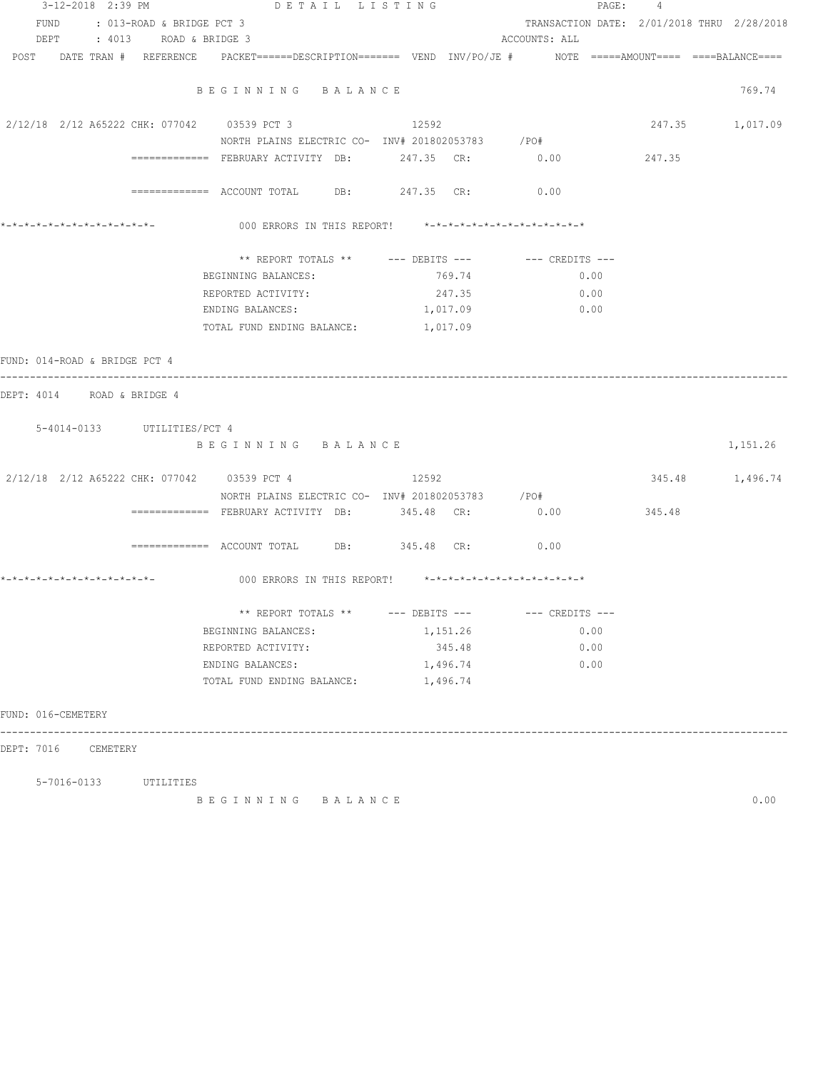FUND : 013-ROAD & BRIDGE PCT 3 TRANSACTION DATE: 2/01/2018 THRU 2/28/2018
DEPT : 4013 ROAD & BRIDGE 3 ACCOUNTS: ALL

POST DATE TRAN # REFERENCE PACKET======DESCRIPTION======= VEND INV/PO/JE # NOTE =====AMOUNT==== ====BALANCE====

B E G I N N I N G B A L A N C E 769.74

2/12/18 2/12 A65222 CHK: 077042 03539 PCT 3 12592 247.35 1,017.09
NORTH PLAINS ELECTRIC CO- INV# 201802053783 /PO#
============= FEBRUARY ACTIVITY DB: 247.35 CR: 0.00 247.35

============= ACCOUNT TOTAL DB: 247.35 CR: 0.00

*-*-*-*-*-*-*-*-*-*-*-*-*- 000 ERRORS IN THIS REPORT! *-*-*-*-*-*-*-*-*-*-*-*-*-*

| ** REPORT TOTALS ** | --- DEBITS --- | --- CREDITS --- |
|---|---|---|
| BEGINNING BALANCES: | 769.74 | 0.00 |
| REPORTED ACTIVITY: | 247.35 | 0.00 |
| ENDING BALANCES: | 1,017.09 | 0.00 |
| TOTAL FUND ENDING BALANCE: | 1,017.09 | |

FUND: 014-ROAD & BRIDGE PCT 4

DEPT: 4014 ROAD & BRIDGE 4

5-4014-0133 UTILITIES/PCT 4
B E G I N N I N G B A L A N C E 1,151.26

2/12/18 2/12 A65222 CHK: 077042 03539 PCT 4 12592 345.48 1,496.74
NORTH PLAINS ELECTRIC CO- INV# 201802053783 /PO#
============= FEBRUARY ACTIVITY DB: 345.48 CR: 0.00 345.48

============= ACCOUNT TOTAL DB: 345.48 CR: 0.00

*-*-*-*-*-*-*-*-*-*-*-*-*- 000 ERRORS IN THIS REPORT! *-*-*-*-*-*-*-*-*-*-*-*-*-*

| ** REPORT TOTALS ** | --- DEBITS --- | --- CREDITS --- |
|---|---|---|
| BEGINNING BALANCES: | 1,151.26 | 0.00 |
| REPORTED ACTIVITY: | 345.48 | 0.00 |
| ENDING BALANCES: | 1,496.74 | 0.00 |
| TOTAL FUND ENDING BALANCE: | 1,496.74 | |

FUND: 016-CEMETERY

DEPT: 7016 CEMETERY

5-7016-0133 UTILITIES
B E G I N N I N G B A L A N C E 0.00